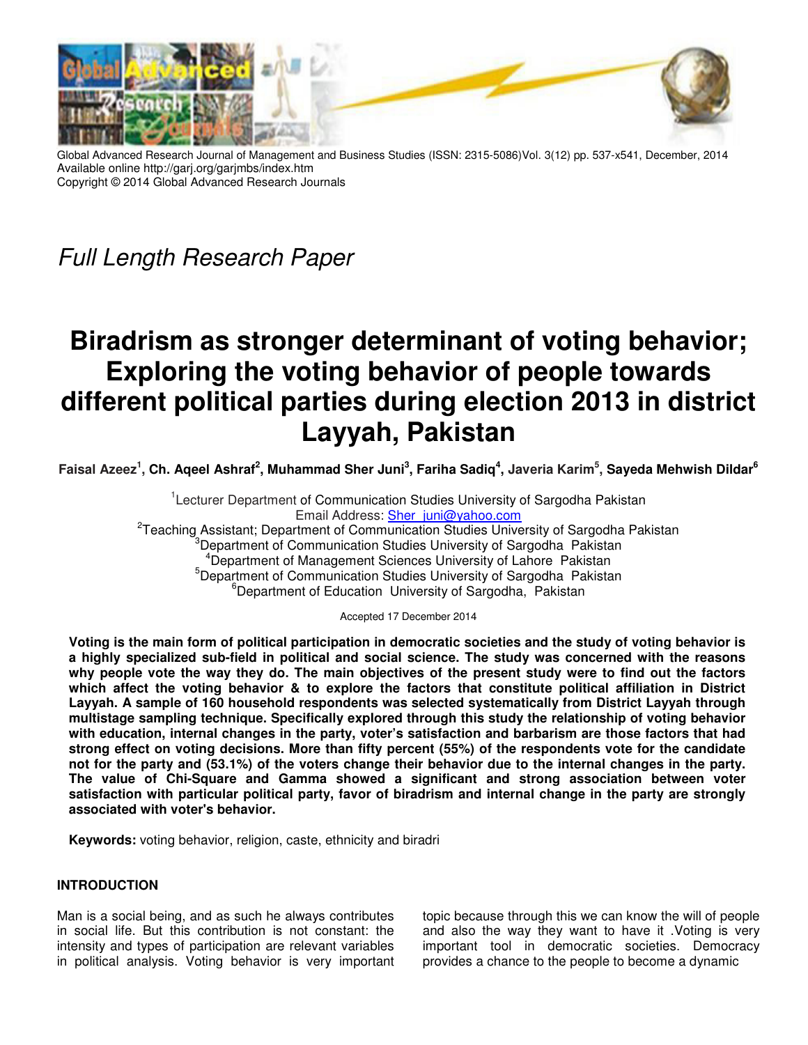Global Advanced Research Journal of Management and Business Studies (ISSN: 2315-5086)Vol. 3(12) pp. 537-x541, December, 2014
Available online http://garj.org/garjmbs/index.htm
Copyright © 2014 Global Advanced Research Journals

*Full Length Research Paper*

# Biradrism as stronger determinant of voting behavior; Exploring the voting behavior of people towards different political parties during election 2013 in district Layyah, Pakistan

**Faisal Azeez[1], Ch. Aqeel Ashraf[2], Muhammad Sher Juni[3], Fariha Sadiq[4], Javeria Karim[5], Sayeda Mehwish Dildar[6]**

[1]Lecturer Department of Communication Studies University of Sargodha Pakistan
Email Address: Sher_juni@yahoo.com
[2]Teaching Assistant; Department of Communication Studies University of Sargodha Pakistan
[3]Department of Communication Studies University of Sargodha Pakistan
[4]Department of Management Sciences University of Lahore Pakistan
[5]Department of Communication Studies University of Sargodha Pakistan
[6]Department of Education University of Sargodha, Pakistan

Accepted 17 December 2014

**Voting is the main form of political participation in democratic societies and the study of voting behavior is a highly specialized sub-field in political and social science. The study was concerned with the reasons why people vote the way they do. The main objectives of the present study were to find out the factors which affect the voting behavior & to explore the factors that constitute political affiliation in District Layyah. A sample of 160 household respondents was selected systematically from District Layyah through multistage sampling technique. Specifically explored through this study the relationship of voting behavior with education, internal changes in the party, voter's satisfaction and barbarism are those factors that had strong effect on voting decisions. More than fifty percent (55%) of the respondents vote for the candidate not for the party and (53.1%) of the voters change their behavior due to the internal changes in the party. The value of Chi-Square and Gamma showed a significant and strong association between voter satisfaction with particular political party, favor of biradrism and internal change in the party are strongly associated with voter's behavior.**

**Keywords:** voting behavior, religion, caste, ethnicity and biradri

## INTRODUCTION

Man is a social being, and as such he always contributes in social life. But this contribution is not constant: the intensity and types of participation are relevant variables in political analysis. Voting behavior is very important topic because through this we can know the will of people and also the way they want to have it .Voting is very important tool in democratic societies. Democracy provides a chance to the people to become a dynamic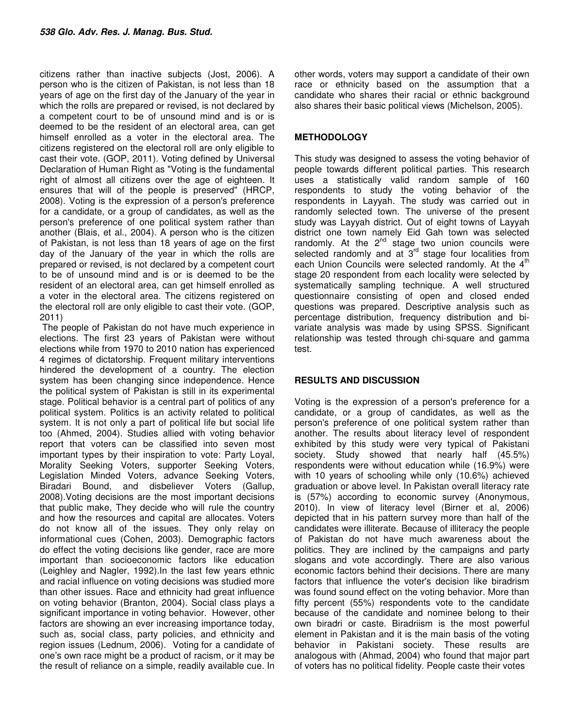citizens rather than inactive subjects (Jost, 2006). A person who is the citizen of Pakistan, is not less than 18 years of age on the first day of the January of the year in which the rolls are prepared or revised, is not declared by a competent court to be of unsound mind and is or is deemed to be the resident of an electoral area, can get himself enrolled as a voter in the electoral area. The citizens registered on the electoral roll are only eligible to cast their vote. (GOP, 2011). Voting defined by Universal Declaration of Human Right as "Voting is the fundamental right of almost all citizens over the age of eighteen. It ensures that will of the people is preserved" (HRCP, 2008). Voting is the expression of a person's preference for a candidate, or a group of candidates, as well as the person's preference of one political system rather than another (Blais, et al., 2004). A person who is the citizen of Pakistan, is not less than 18 years of age on the first day of the January of the year in which the rolls are prepared or revised, is not declared by a competent court to be of unsound mind and is or is deemed to be the resident of an electoral area, can get himself enrolled as a voter in the electoral area. The citizens registered on the electoral roll are only eligible to cast their vote. (GOP, 2011)

The people of Pakistan do not have much experience in elections. The first 23 years of Pakistan were without elections while from 1970 to 2010 nation has experienced 4 regimes of dictatorship. Frequent military interventions hindered the development of a country. The election system has been changing since independence. Hence the political system of Pakistan is still in its experimental stage. Political behavior is a central part of politics of any political system. Politics is an activity related to political system. It is not only a part of political life but social life too (Ahmed, 2004). Studies allied with voting behavior report that voters can be classified into seven most important types by their inspiration to vote: Party Loyal, Morality Seeking Voters, supporter Seeking Voters, Legislation Minded Voters, advance Seeking Voters, Biradari Bound, and disbeliever Voters (Gallup, 2008).Voting decisions are the most important decisions that public make, They decide who will rule the country and how the resources and capital are allocates. Voters do not know all of the issues. They only relay on informational cues (Cohen, 2003). Demographic factors do effect the voting decisions like gender, race are more important than socioeconomic factors like education (Leighley and Nagler, 1992).In the last few years ethnic and racial influence on voting decisions was studied more than other issues. Race and ethnicity had great influence on voting behavior (Branton, 2004). Social class plays a significant importance in voting behavior. However, other factors are showing an ever increasing importance today, such as, social class, party policies, and ethnicity and region issues (Lednum, 2006). Voting for a candidate of one's own race might be a product of racism, or it may be the result of reliance on a simple, readily available cue. In other words, voters may support a candidate of their own race or ethnicity based on the assumption that a candidate who shares their racial or ethnic background also shares their basic political views (Michelson, 2005).

## METHODOLOGY

This study was designed to assess the voting behavior of people towards different political parties. This research uses a statistically valid random sample of 160 respondents to study the voting behavior of the respondents in Layyah. The study was carried out in randomly selected town. The universe of the present study was Layyah district. Out of eight towns of Layyah district one town namely Eid Gah town was selected randomly. At the 2nd stage two union councils were selected randomly and at 3rd stage four localities from each Union Councils were selected randomly. At the 4th stage 20 respondent from each locality were selected by systematically sampling technique. A well structured questionnaire consisting of open and closed ended questions was prepared. Descriptive analysis such as percentage distribution, frequency distribution and bi-variate analysis was made by using SPSS. Significant relationship was tested through chi-square and gamma test.

## RESULTS AND DISCUSSION

Voting is the expression of a person's preference for a candidate, or a group of candidates, as well as the person's preference of one political system rather than another. The results about literacy level of respondent exhibited by this study were very typical of Pakistani society. Study showed that nearly half (45.5%) respondents were without education while (16.9%) were with 10 years of schooling while only (10.6%) achieved graduation or above level. In Pakistan overall literacy rate is (57%) according to economic survey (Anonymous, 2010). In view of literacy level (Birner et al, 2006) depicted that in his pattern survey more than half of the candidates were illiterate. Because of illiteracy the people of Pakistan do not have much awareness about the politics. They are inclined by the campaigns and party slogans and vote accordingly. There are also various economic factors behind their decisions. There are many factors that influence the voter's decision like biradrism was found sound effect on the voting behavior. More than fifty percent (55%) respondents vote to the candidate because of the candidate and nominee belong to their own biradri or caste. Biradriism is the most powerful element in Pakistan and it is the main basis of the voting behavior in Pakistani society. These results are analogous with (Ahmad, 2004) who found that major part of voters has no political fidelity. People caste their votes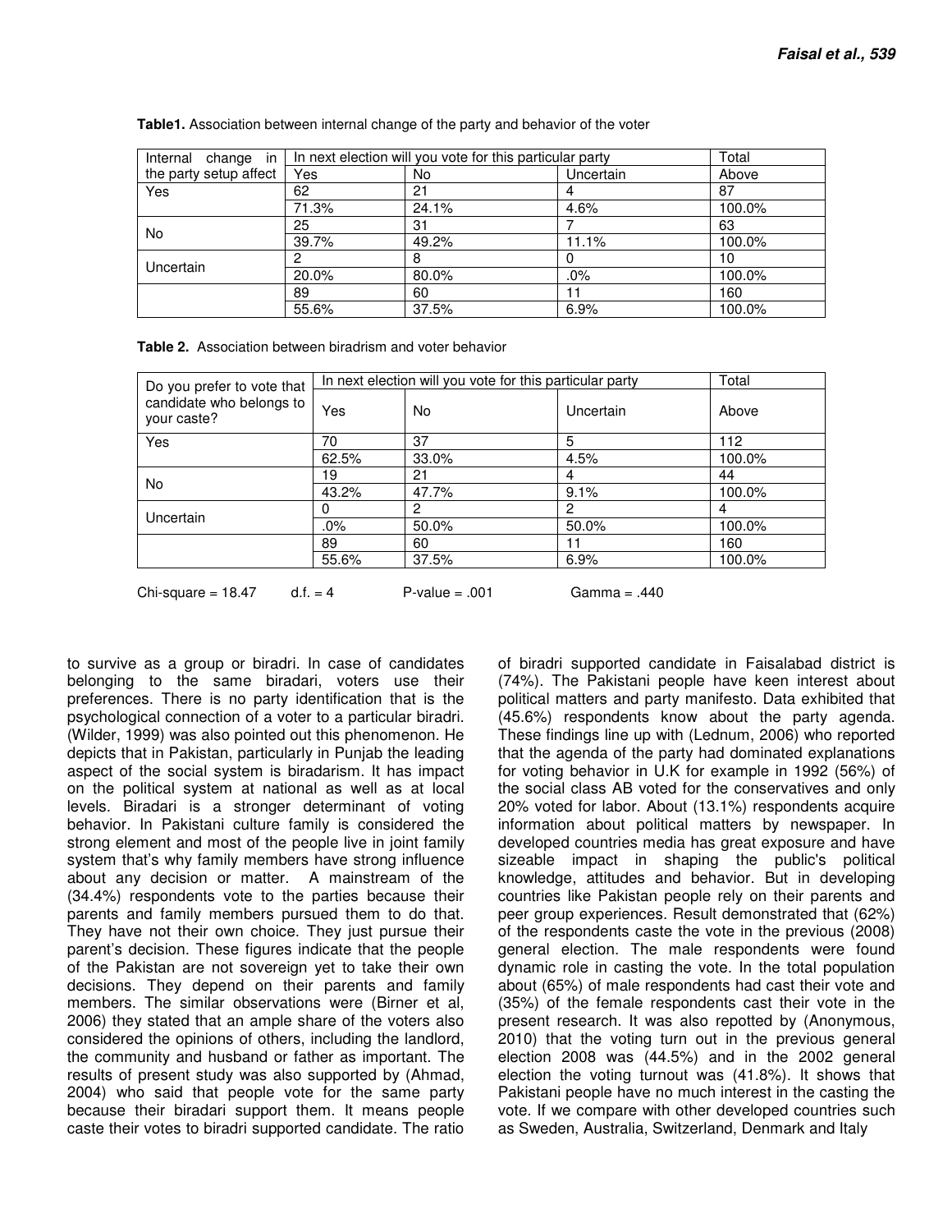**Table1.** Association between internal change of the party and behavior of the voter

| Internal change in the party setup affect | In next election will you vote for this particular party | | | Total |
|---|---|---|---|---|
| | Yes | No | Uncertain | Above |
| Yes | 62 | 21 | 4 | 87 |
| | 71.3% | 24.1% | 4.6% | 100.0% |
| No | 25 | 31 | 7 | 63 |
| | 39.7% | 49.2% | 11.1% | 100.0% |
| Uncertain | 2 | 8 | 0 | 10 |
| | 20.0% | 80.0% | .0% | 100.0% |
| | 89 | 60 | 11 | 160 |
| | 55.6% | 37.5% | 6.9% | 100.0% |

**Table 2.** Association between biradrism and voter behavior

| Do you prefer to vote that candidate who belongs to your caste? | In next election will you vote for this particular party | | | Total |
|---|---|---|---|---|
| | Yes | No | Uncertain | Above |
| Yes | 70 | 37 | 5 | 112 |
| | 62.5% | 33.0% | 4.5% | 100.0% |
| No | 19 | 21 | 4 | 44 |
| | 43.2% | 47.7% | 9.1% | 100.0% |
| Uncertain | 0 | 2 | 2 | 4 |
| | .0% | 50.0% | 50.0% | 100.0% |
| | 89 | 60 | 11 | 160 |
| | 55.6% | 37.5% | 6.9% | 100.0% |

Chi-square = 18.47 d.f. = 4 P-value = .001 Gamma = .440

to survive as a group or biradri. In case of candidates belonging to the same biradari, voters use their preferences. There is no party identification that is the psychological connection of a voter to a particular biradri. (Wilder, 1999) was also pointed out this phenomenon. He depicts that in Pakistan, particularly in Punjab the leading aspect of the social system is biradarism. It has impact on the political system at national as well as at local levels. Biradari is a stronger determinant of voting behavior. In Pakistani culture family is considered the strong element and most of the people live in joint family system that's why family members have strong influence about any decision or matter. A mainstream of the (34.4%) respondents vote to the parties because their parents and family members pursued them to do that. They have not their own choice. They just pursue their parent's decision. These figures indicate that the people of the Pakistan are not sovereign yet to take their own decisions. They depend on their parents and family members. The similar observations were (Birner et al, 2006) they stated that an ample share of the voters also considered the opinions of others, including the landlord, the community and husband or father as important. The results of present study was also supported by (Ahmad, 2004) who said that people vote for the same party because their biradari support them. It means people caste their votes to biradri supported candidate. The ratio of biradri supported candidate in Faisalabad district is (74%). The Pakistani people have keen interest about political matters and party manifesto. Data exhibited that (45.6%) respondents know about the party agenda. These findings line up with (Lednum, 2006) who reported that the agenda of the party had dominated explanations for voting behavior in U.K for example in 1992 (56%) of the social class AB voted for the conservatives and only 20% voted for labor. About (13.1%) respondents acquire information about political matters by newspaper. In developed countries media has great exposure and have sizeable impact in shaping the public's political knowledge, attitudes and behavior. But in developing countries like Pakistan people rely on their parents and peer group experiences. Result demonstrated that (62%) of the respondents caste the vote in the previous (2008) general election. The male respondents were found dynamic role in casting the vote. In the total population about (65%) of male respondents had cast their vote and (35%) of the female respondents cast their vote in the present research. It was also repotted by (Anonymous, 2010) that the voting turn out in the previous general election 2008 was (44.5%) and in the 2002 general election the voting turnout was (41.8%). It shows that Pakistani people have no much interest in the casting the vote. If we compare with other developed countries such as Sweden, Australia, Switzerland, Denmark and Italy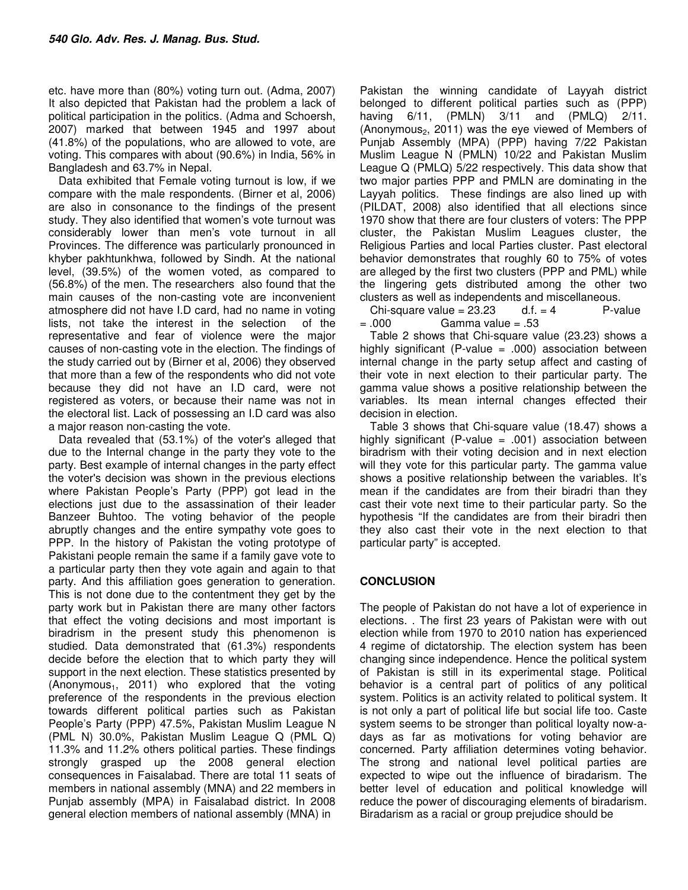etc. have more than (80%) voting turn out. (Adma, 2007) It also depicted that Pakistan had the problem a lack of political participation in the politics. (Adma and Schoersh, 2007) marked that between 1945 and 1997 about (41.8%) of the populations, who are allowed to vote, are voting. This compares with about (90.6%) in India, 56% in Bangladesh and 63.7% in Nepal.

Data exhibited that Female voting turnout is low, if we compare with the male respondents. (Birner et al, 2006) are also in consonance to the findings of the present study. They also identified that women's vote turnout was considerably lower than men's vote turnout in all Provinces. The difference was particularly pronounced in khyber pakhtunkhwa, followed by Sindh. At the national level, (39.5%) of the women voted, as compared to (56.8%) of the men. The researchers also found that the main causes of the non-casting vote are inconvenient atmosphere did not have I.D card, had no name in voting lists, not take the interest in the selection of the representative and fear of violence were the major causes of non-casting vote in the election. The findings of the study carried out by (Birner et al, 2006) they observed that more than a few of the respondents who did not vote because they did not have an I.D card, were not registered as voters, or because their name was not in the electoral list. Lack of possessing an I.D card was also a major reason non-casting the vote.

Data revealed that (53.1%) of the voter's alleged that due to the Internal change in the party they vote to the party. Best example of internal changes in the party effect the voter's decision was shown in the previous elections where Pakistan People's Party (PPP) got lead in the elections just due to the assassination of their leader Banzeer Buhtoo. The voting behavior of the people abruptly changes and the entire sympathy vote goes to PPP. In the history of Pakistan the voting prototype of Pakistani people remain the same if a family gave vote to a particular party then they vote again and again to that party. And this affiliation goes generation to generation. This is not done due to the contentment they get by the party work but in Pakistan there are many other factors that effect the voting decisions and most important is biradrism in the present study this phenomenon is studied. Data demonstrated that (61.3%) respondents decide before the election that to which party they will support in the next election. These statistics presented by ($\text{Anonymous}_1$, 2011) who explored that the voting preference of the respondents in the previous election towards different political parties such as Pakistan People's Party (PPP) 47.5%, Pakistan Muslim League N (PML N) 30.0%, Pakistan Muslim League Q (PML Q) 11.3% and 11.2% others political parties. These findings strongly grasped up the 2008 general election consequences in Faisalabad. There are total 11 seats of members in national assembly (MNA) and 22 members in Punjab assembly (MPA) in Faisalabad district. In 2008 general election members of national assembly (MNA) in Pakistan the winning candidate of Layyah district belonged to different political parties such as (PPP) having 6/11, (PMLN) 3/11 and (PMLQ) 2/11. ($\text{Anonymous}_2$, 2011) was the eye viewed of Members of Punjab Assembly (MPA) (PPP) having 7/22 Pakistan Muslim League N (PMLN) 10/22 and Pakistan Muslim League Q (PMLQ) 5/22 respectively. This data show that two major parties PPP and PMLN are dominating in the Layyah politics. These findings are also lined up with (PILDAT, 2008) also identified that all elections since 1970 show that there are four clusters of voters: The PPP cluster, the Pakistan Muslim Leagues cluster, the Religious Parties and local Parties cluster. Past electoral behavior demonstrates that roughly 60 to 75% of votes are alleged by the first two clusters (PPP and PML) while the lingering gets distributed among the other two clusters as well as independents and miscellaneous.

Chi-square value = 23.23 d.f. = 4 P-value = .000 Gamma value = .53

Table 2 shows that Chi-square value (23.23) shows a highly significant (P-value = .000) association between internal change in the party setup affect and casting of their vote in next election to their particular party. The gamma value shows a positive relationship between the variables. Its mean internal changes effected their decision in election.

Table 3 shows that Chi-square value (18.47) shows a highly significant (P-value = .001) association between biradrism with their voting decision and in next election will they vote for this particular party. The gamma value shows a positive relationship between the variables. It's mean if the candidates are from their biradri than they cast their vote next time to their particular party. So the hypothesis "If the candidates are from their biradri then they also cast their vote in the next election to that particular party" is accepted.

## CONCLUSION

The people of Pakistan do not have a lot of experience in elections. . The first 23 years of Pakistan were with out election while from 1970 to 2010 nation has experienced 4 regime of dictatorship. The election system has been changing since independence. Hence the political system of Pakistan is still in its experimental stage. Political behavior is a central part of politics of any political system. Politics is an activity related to political system. It is not only a part of political life but social life too. Caste system seems to be stronger than political loyalty now-a-days as far as motivations for voting behavior are concerned. Party affiliation determines voting behavior. The strong and national level political parties are expected to wipe out the influence of biradarism. The better level of education and political knowledge will reduce the power of discouraging elements of biradarism. Biradarism as a racial or group prejudice should be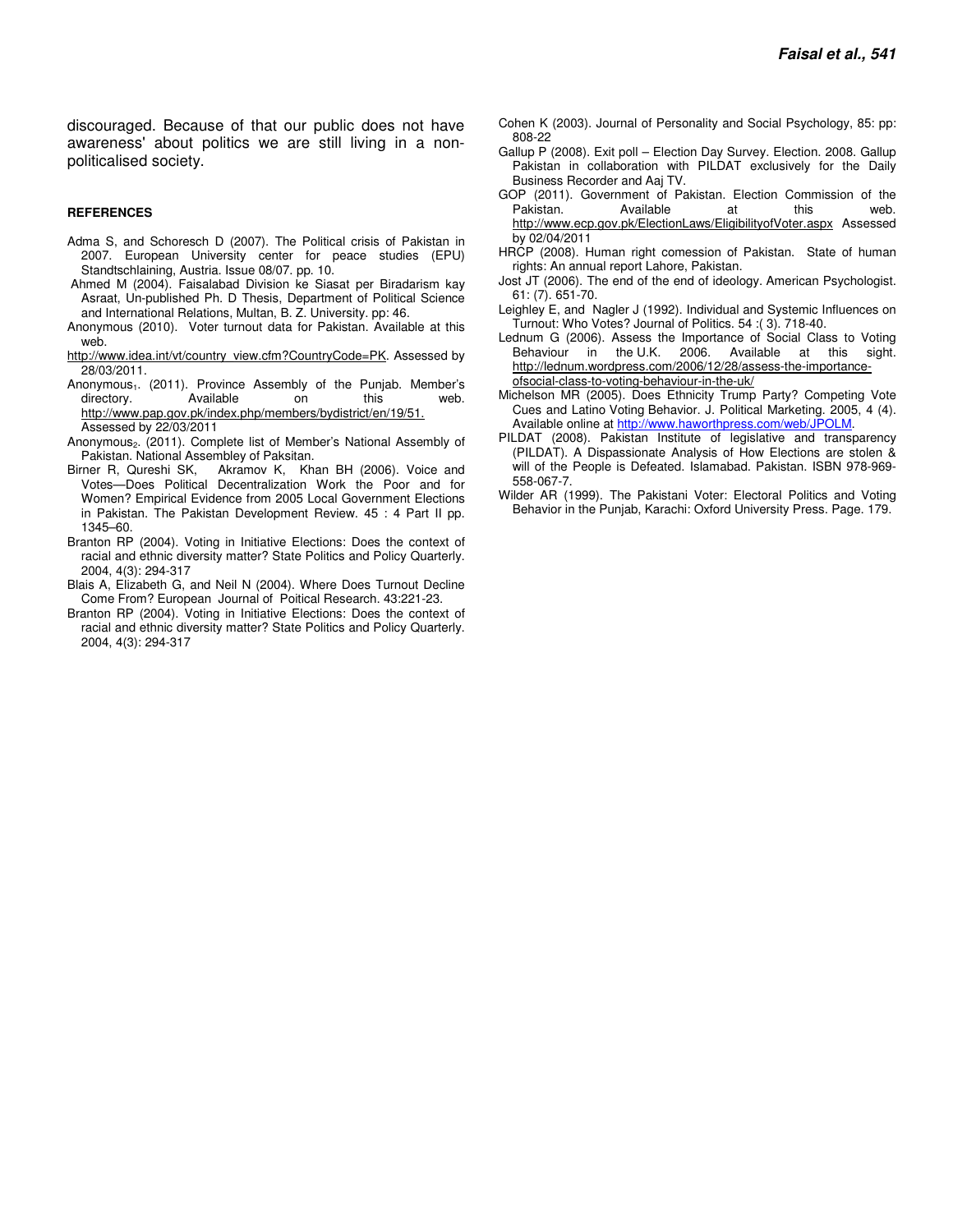discouraged. Because of that our public does not have awareness' about politics we are still living in a non-politicalised society.

### REFERENCES

Adma S, and Schoresch D (2007). The Political crisis of Pakistan in 2007. European University center for peace studies (EPU) Standtschlaining, Austria. Issue 08/07. pp. 10.

Ahmed M (2004). Faisalabad Division ke Siasat per Biradarism kay Asraat, Un-published Ph. D Thesis, Department of Political Science and International Relations, Multan, B. Z. University. pp: 46.

Anonymous (2010). Voter turnout data for Pakistan. Available at this web.

http://www.idea.int/vt/country_view.cfm?CountryCode=PK. Assessed by 28/03/2011.

Anonymous[1]. (2011). Province Assembly of the Punjab. Member's directory. Available on this web. http://www.pap.gov.pk/index.php/members/bydistrict/en/19/51. Assessed by 22/03/2011

Anonymous[2]. (2011). Complete list of Member's National Assembly of Pakistan. National Assembley of Paksitan.

Birner R, Qureshi SK, Akramov K, Khan BH (2006). Voice and Votes—Does Political Decentralization Work the Poor and for Women? Empirical Evidence from 2005 Local Government Elections in Pakistan. The Pakistan Development Review. 45 : 4 Part II pp. 1345–60.

Branton RP (2004). Voting in Initiative Elections: Does the context of racial and ethnic diversity matter? State Politics and Policy Quarterly. 2004, 4(3): 294-317

Blais A, Elizabeth G, and Neil N (2004). Where Does Turnout Decline Come From? European Journal of Poitical Research. 43:221-23.

Branton RP (2004). Voting in Initiative Elections: Does the context of racial and ethnic diversity matter? State Politics and Policy Quarterly. 2004, 4(3): 294-317

Cohen K (2003). Journal of Personality and Social Psychology, 85: pp: 808-22

Gallup P (2008). Exit poll – Election Day Survey. Election. 2008. Gallup Pakistan in collaboration with PILDAT exclusively for the Daily Business Recorder and Aaj TV.

GOP (2011). Government of Pakistan. Election Commission of the Pakistan. Available at this web. http://www.ecp.gov.pk/ElectionLaws/EligibilityofVoter.aspx Assessed by 02/04/2011

HRCP (2008). Human right comession of Pakistan. State of human rights: An annual report Lahore, Pakistan.

Jost JT (2006). The end of the end of ideology. American Psychologist. 61: (7). 651-70.

Leighley E, and Nagler J (1992). Individual and Systemic Influences on Turnout: Who Votes? Journal of Politics. 54 :( 3). 718-40.

Lednum G (2006). Assess the Importance of Social Class to Voting Behaviour in the U.K. 2006. Available at this sight. http://lednum.wordpress.com/2006/12/28/assess-the-importance-ofsocial-class-to-voting-behaviour-in-the-uk/

Michelson MR (2005). Does Ethnicity Trump Party? Competing Vote Cues and Latino Voting Behavior. J. Political Marketing. 2005, 4 (4). Available online at http://www.haworthpress.com/web/JPOLM.

PILDAT (2008). Pakistan Institute of legislative and transparency (PILDAT). A Dispassionate Analysis of How Elections are stolen & will of the People is Defeated. Islamabad. Pakistan. ISBN 978-969-558-067-7.

Wilder AR (1999). The Pakistani Voter: Electoral Politics and Voting Behavior in the Punjab, Karachi: Oxford University Press. Page. 179.